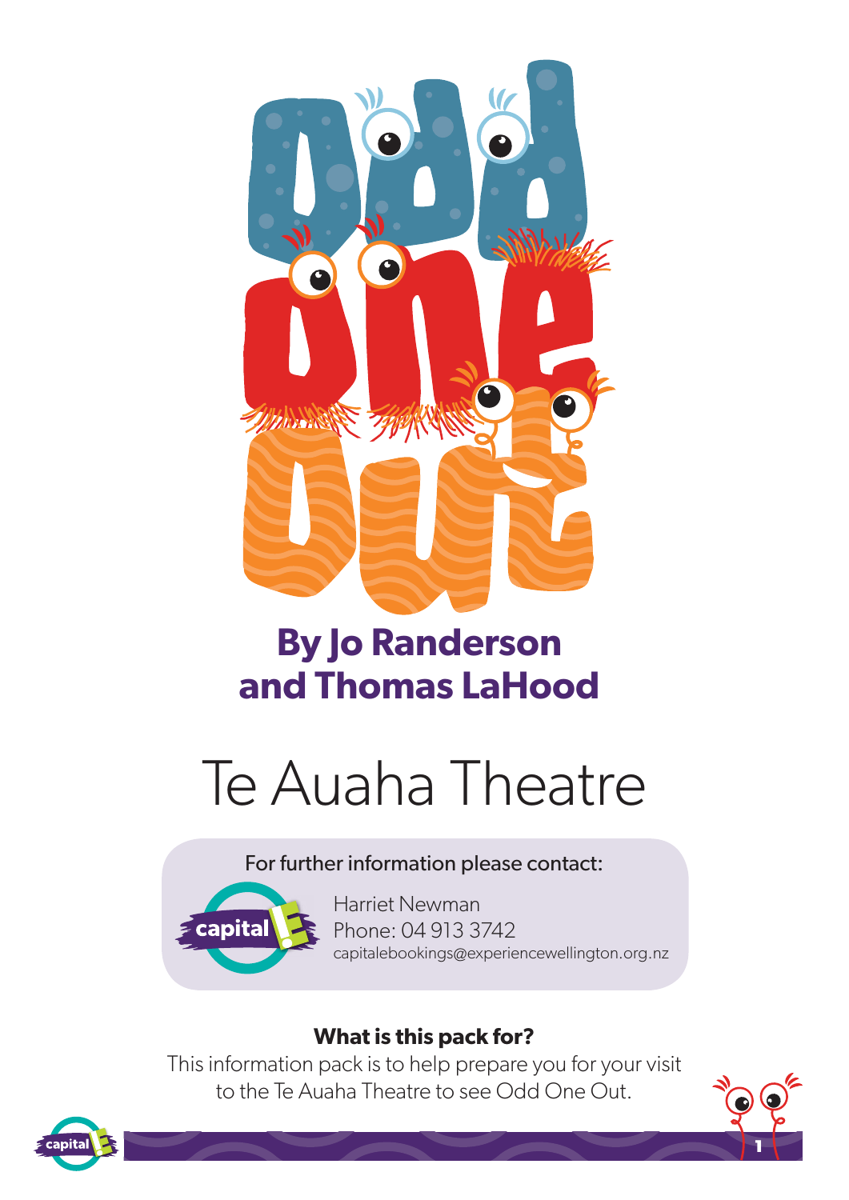# Odd One Out

## By Jo Randerson and Thomas LaHood

# Te Auaha Theatre

For further information please contact:

capital E

Harriet Newman
Phone: 04 913 3742
capitalebookings@experiencewellington.org.nz

**What is this pack for?**

This information pack is to help prepare you for your visit to the Te Auaha Theatre to see Odd One Out.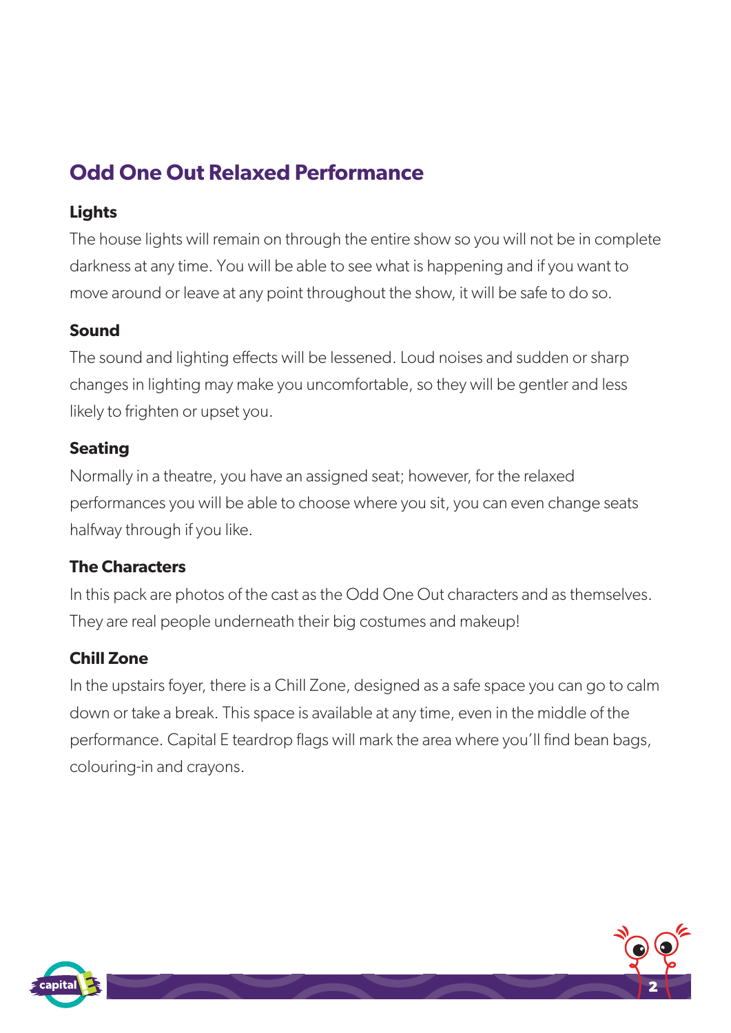## Odd One Out Relaxed Performance

### Lights

The house lights will remain on through the entire show so you will not be in complete darkness at any time. You will be able to see what is happening and if you want to move around or leave at any point throughout the show, it will be safe to do so.

### Sound

The sound and lighting effects will be lessened. Loud noises and sudden or sharp changes in lighting may make you uncomfortable, so they will be gentler and less likely to frighten or upset you.

### Seating

Normally in a theatre, you have an assigned seat; however, for the relaxed performances you will be able to choose where you sit, you can even change seats halfway through if you like.

### The Characters

In this pack are photos of the cast as the Odd One Out characters and as themselves. They are real people underneath their big costumes and makeup!

### Chill Zone

In the upstairs foyer, there is a Chill Zone, designed as a safe space you can go to calm down or take a break. This space is available at any time, even in the middle of the performance. Capital E teardrop flags will mark the area where you'll find bean bags, colouring-in and crayons.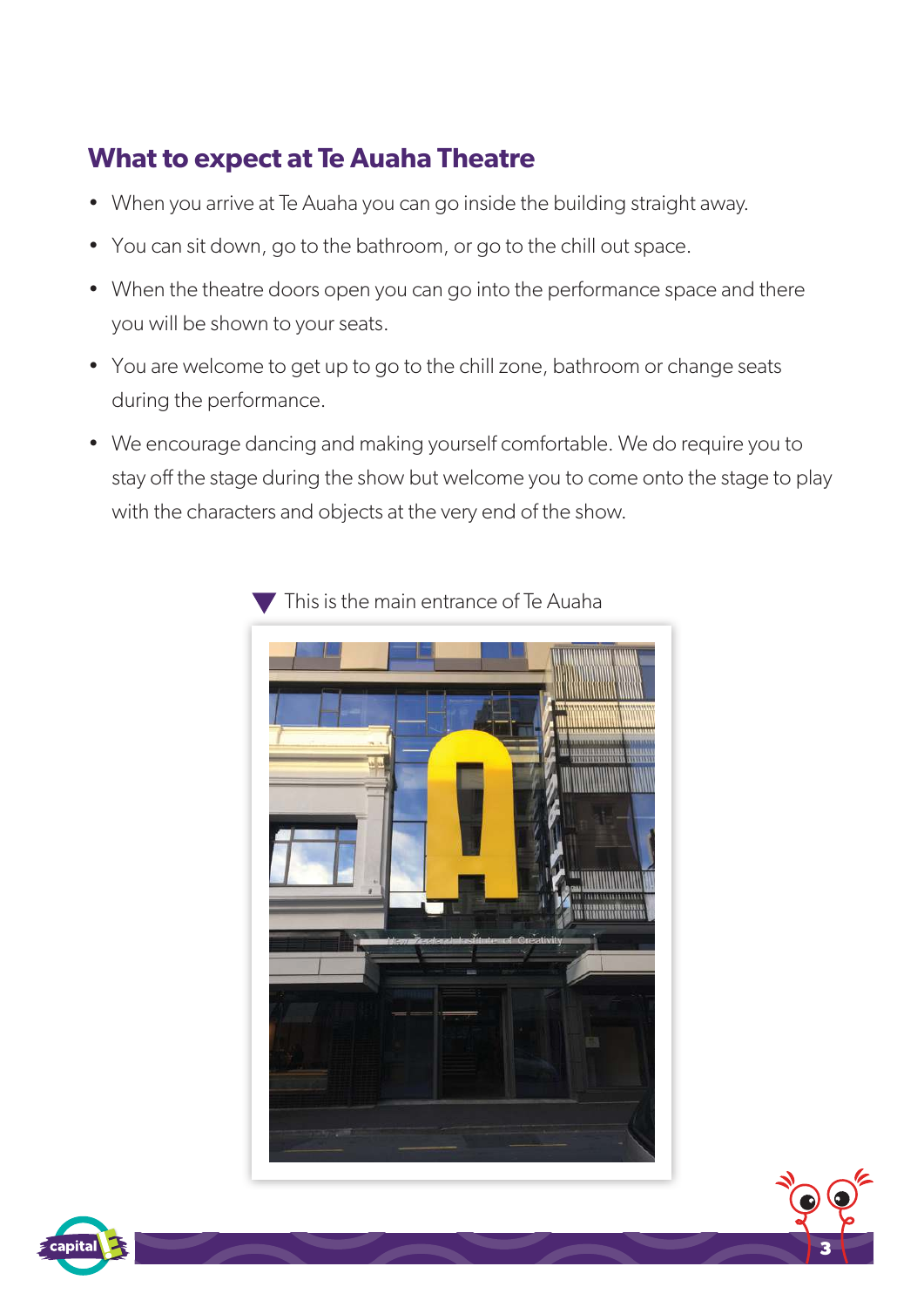## What to expect at Te Auaha Theatre

- When you arrive at Te Auaha you can go inside the building straight away.
- You can sit down, go to the bathroom, or go to the chill out space.
- When the theatre doors open you can go into the performance space and there you will be shown to your seats.
- You are welcome to get up to go to the chill zone, bathroom or change seats during the performance.
- We encourage dancing and making yourself comfortable. We do require you to stay off the stage during the show but welcome you to come onto the stage to play with the characters and objects at the very end of the show.

This is the main entrance of Te Auaha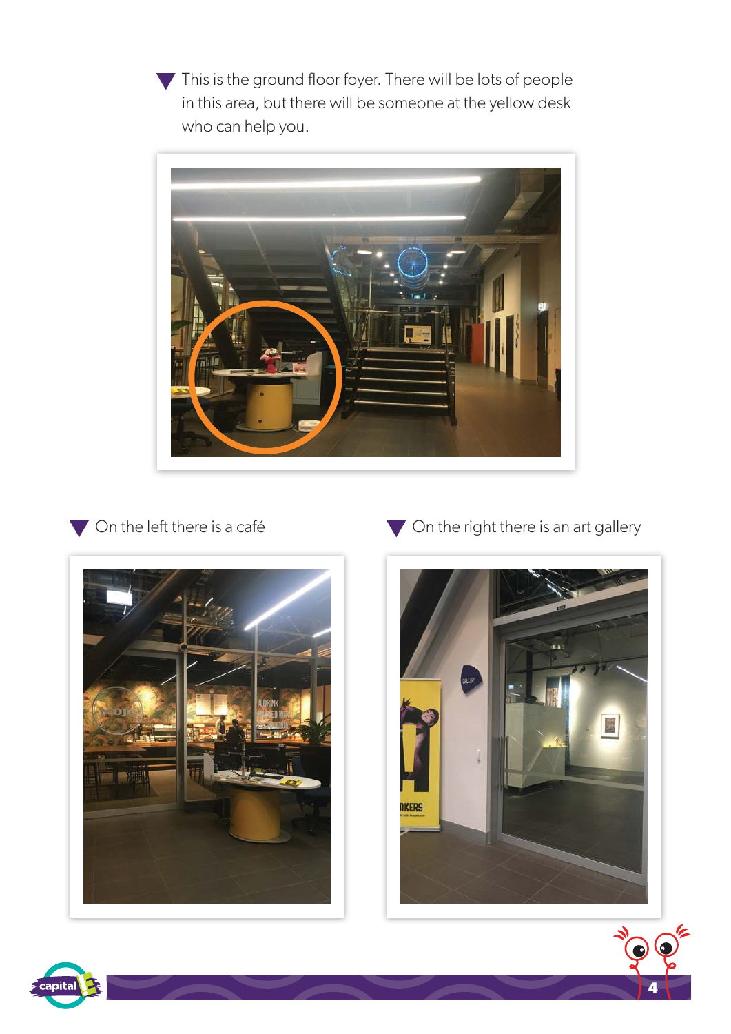▼ This is the ground floor foyer. There will be lots of people in this area, but there will be someone at the yellow desk who can help you.

▼ On the left there is a café

▼ On the right there is an art gallery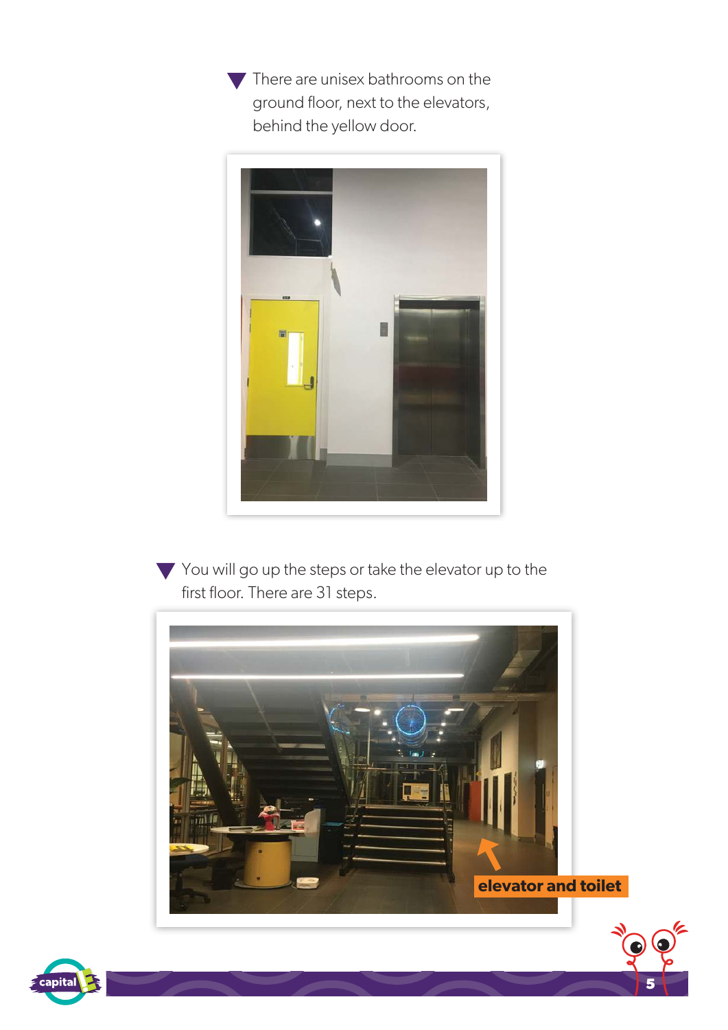- There are unisex bathrooms on the ground floor, next to the elevators, behind the yellow door.

- You will go up the steps or take the elevator up to the first floor. There are 31 steps.

elevator and toilet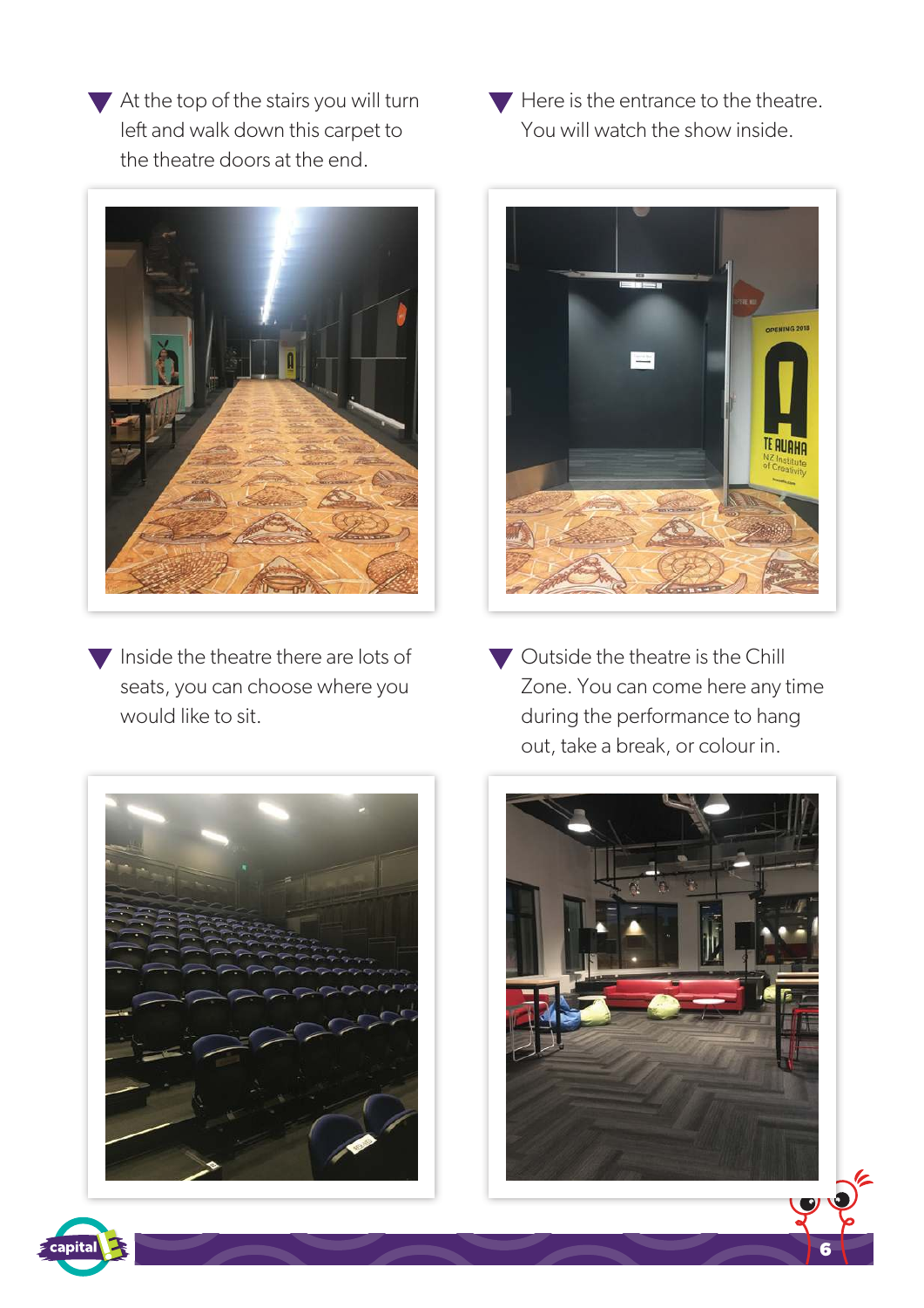At the top of the stairs you will turn left and walk down this carpet to the theatre doors at the end.

Here is the entrance to the theatre. You will watch the show inside.

Inside the theatre there are lots of seats, you can choose where you would like to sit.

Outside the theatre is the Chill Zone. You can come here any time during the performance to hang out, take a break, or colour in.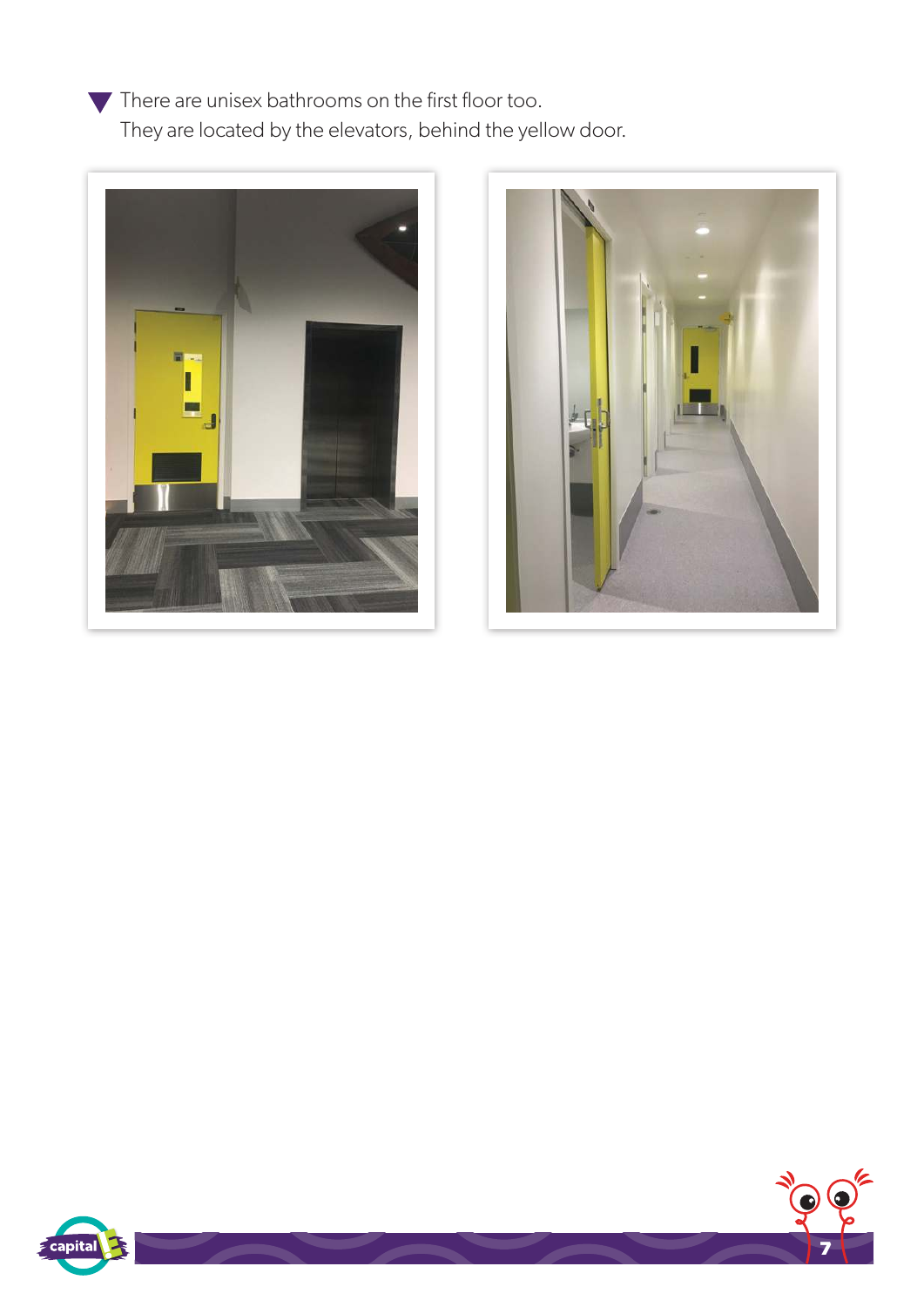There are unisex bathrooms on the first floor too.
They are located by the elevators, behind the yellow door.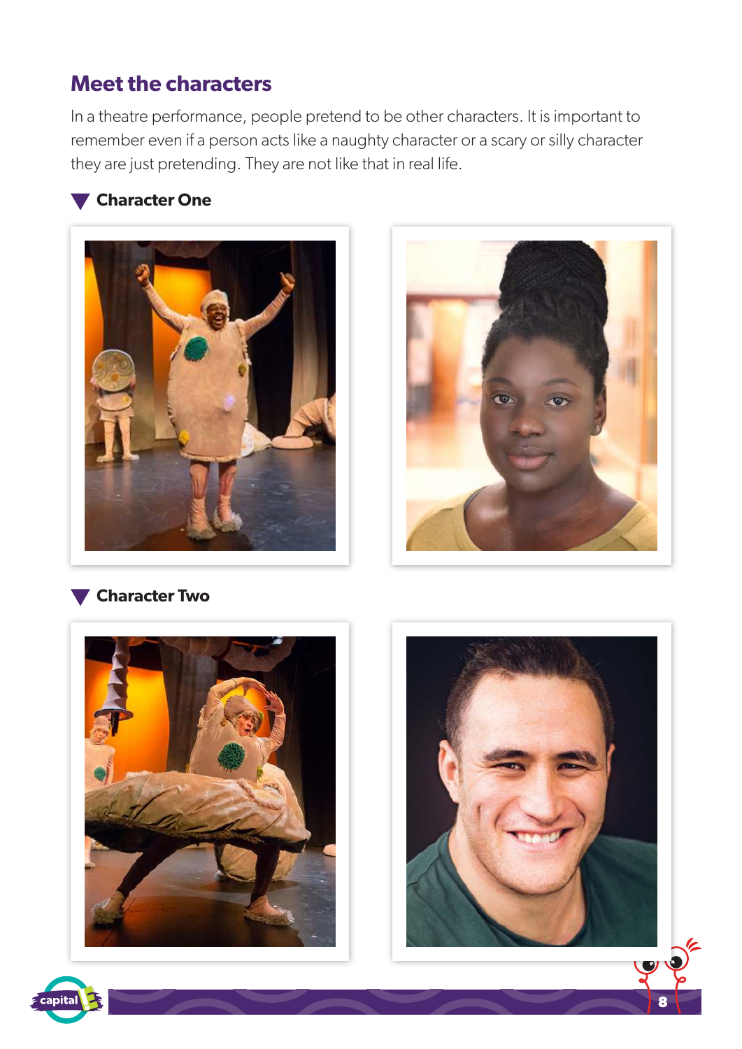## Meet the characters

In a theatre performance, people pretend to be other characters. It is important to remember even if a person acts like a naughty character or a scary or silly character they are just pretending. They are not like that in real life.

### Character One

### Character Two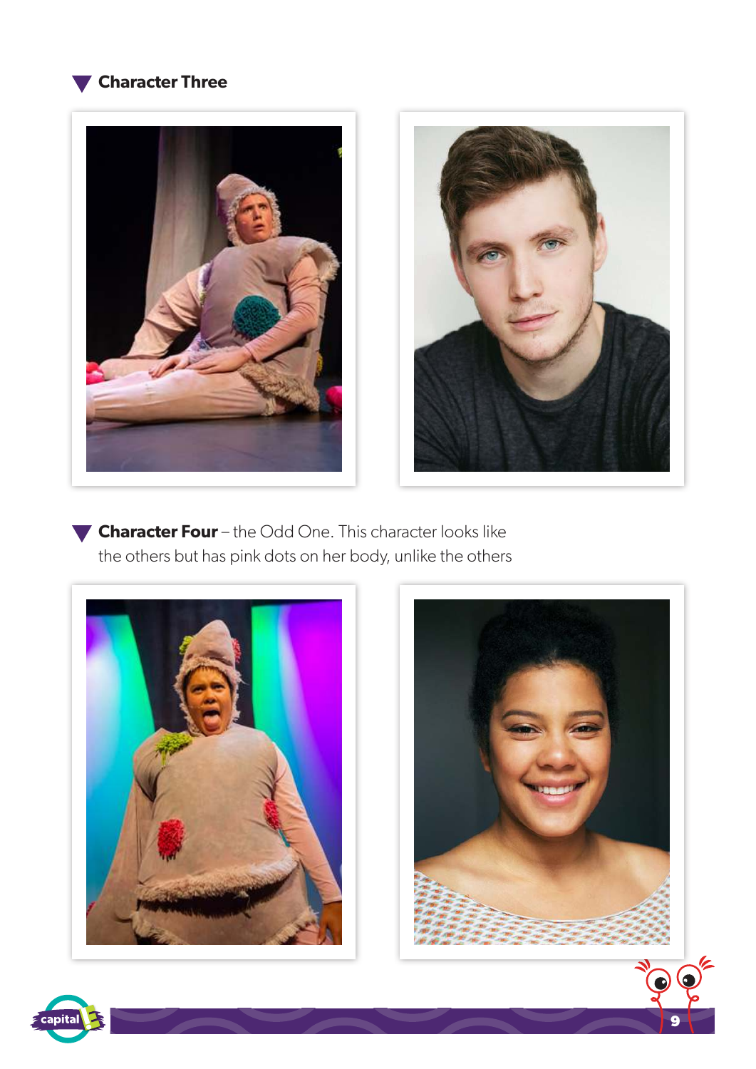### Character Three

### Character Four – the Odd One. This character looks like the others but has pink dots on her body, unlike the others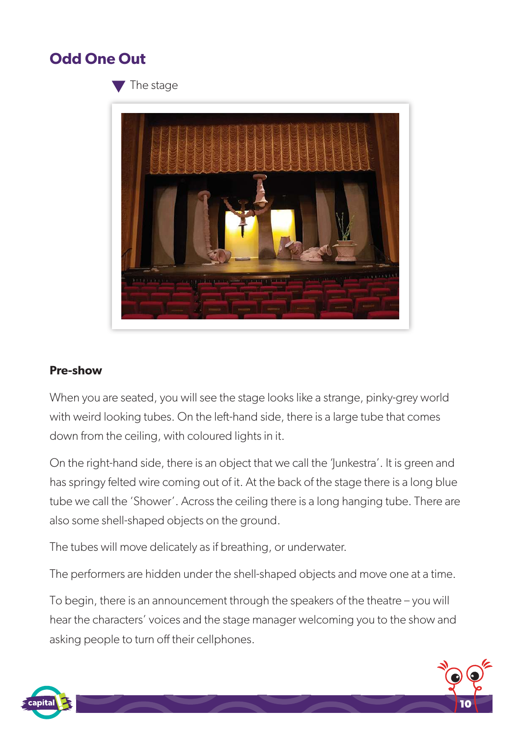## Odd One Out

▼ The stage

### Pre-show

When you are seated, you will see the stage looks like a strange, pinky-grey world with weird looking tubes. On the left-hand side, there is a large tube that comes down from the ceiling, with coloured lights in it.

On the right-hand side, there is an object that we call the 'Junkestra'. It is green and has springy felted wire coming out of it. At the back of the stage there is a long blue tube we call the 'Shower'. Across the ceiling there is a long hanging tube. There are also some shell-shaped objects on the ground.

The tubes will move delicately as if breathing, or underwater.

The performers are hidden under the shell-shaped objects and move one at a time.

To begin, there is an announcement through the speakers of the theatre – you will hear the characters' voices and the stage manager welcoming you to the show and asking people to turn off their cellphones.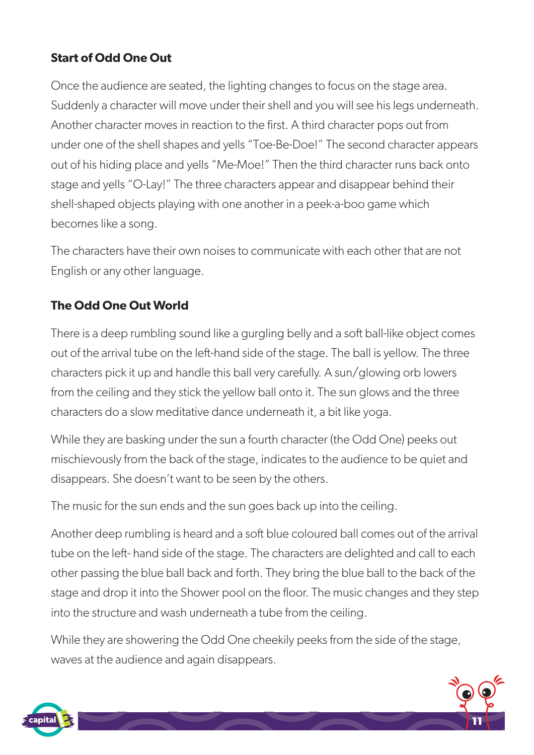## Start of Odd One Out

Once the audience are seated, the lighting changes to focus on the stage area. Suddenly a character will move under their shell and you will see his legs underneath. Another character moves in reaction to the first. A third character pops out from under one of the shell shapes and yells "Toe-Be-Doe!" The second character appears out of his hiding place and yells "Me-Moe!" Then the third character runs back onto stage and yells "O-Lay!" The three characters appear and disappear behind their shell-shaped objects playing with one another in a peek-a-boo game which becomes like a song.

The characters have their own noises to communicate with each other that are not English or any other language.

## The Odd One Out World

There is a deep rumbling sound like a gurgling belly and a soft ball-like object comes out of the arrival tube on the left-hand side of the stage. The ball is yellow. The three characters pick it up and handle this ball very carefully. A sun/glowing orb lowers from the ceiling and they stick the yellow ball onto it. The sun glows and the three characters do a slow meditative dance underneath it, a bit like yoga.

While they are basking under the sun a fourth character (the Odd One) peeks out mischievously from the back of the stage, indicates to the audience to be quiet and disappears. She doesn't want to be seen by the others.

The music for the sun ends and the sun goes back up into the ceiling.

Another deep rumbling is heard and a soft blue coloured ball comes out of the arrival tube on the left- hand side of the stage. The characters are delighted and call to each other passing the blue ball back and forth. They bring the blue ball to the back of the stage and drop it into the Shower pool on the floor. The music changes and they step into the structure and wash underneath a tube from the ceiling.

While they are showering the Odd One cheekily peeks from the side of the stage, waves at the audience and again disappears.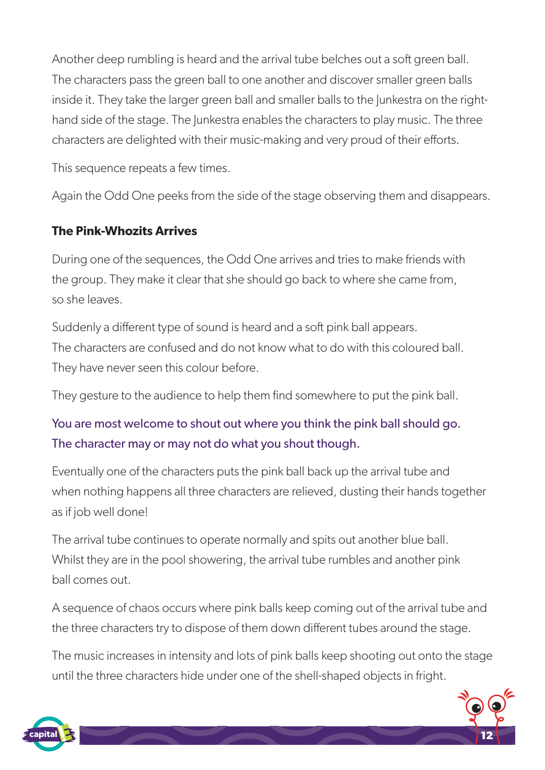Another deep rumbling is heard and the arrival tube belches out a soft green ball. The characters pass the green ball to one another and discover smaller green balls inside it. They take the larger green ball and smaller balls to the Junkestra on the right-hand side of the stage. The Junkestra enables the characters to play music. The three characters are delighted with their music-making and very proud of their efforts.

This sequence repeats a few times.

Again the Odd One peeks from the side of the stage observing them and disappears.

**The Pink-Whozits Arrives**

During one of the sequences, the Odd One arrives and tries to make friends with the group. They make it clear that she should go back to where she came from, so she leaves.

Suddenly a different type of sound is heard and a soft pink ball appears. The characters are confused and do not know what to do with this coloured ball. They have never seen this colour before.

They gesture to the audience to help them find somewhere to put the pink ball.

You are most welcome to shout out where you think the pink ball should go. The character may or may not do what you shout though.

Eventually one of the characters puts the pink ball back up the arrival tube and when nothing happens all three characters are relieved, dusting their hands together as if job well done!

The arrival tube continues to operate normally and spits out another blue ball. Whilst they are in the pool showering, the arrival tube rumbles and another pink ball comes out.

A sequence of chaos occurs where pink balls keep coming out of the arrival tube and the three characters try to dispose of them down different tubes around the stage.

The music increases in intensity and lots of pink balls keep shooting out onto the stage until the three characters hide under one of the shell-shaped objects in fright.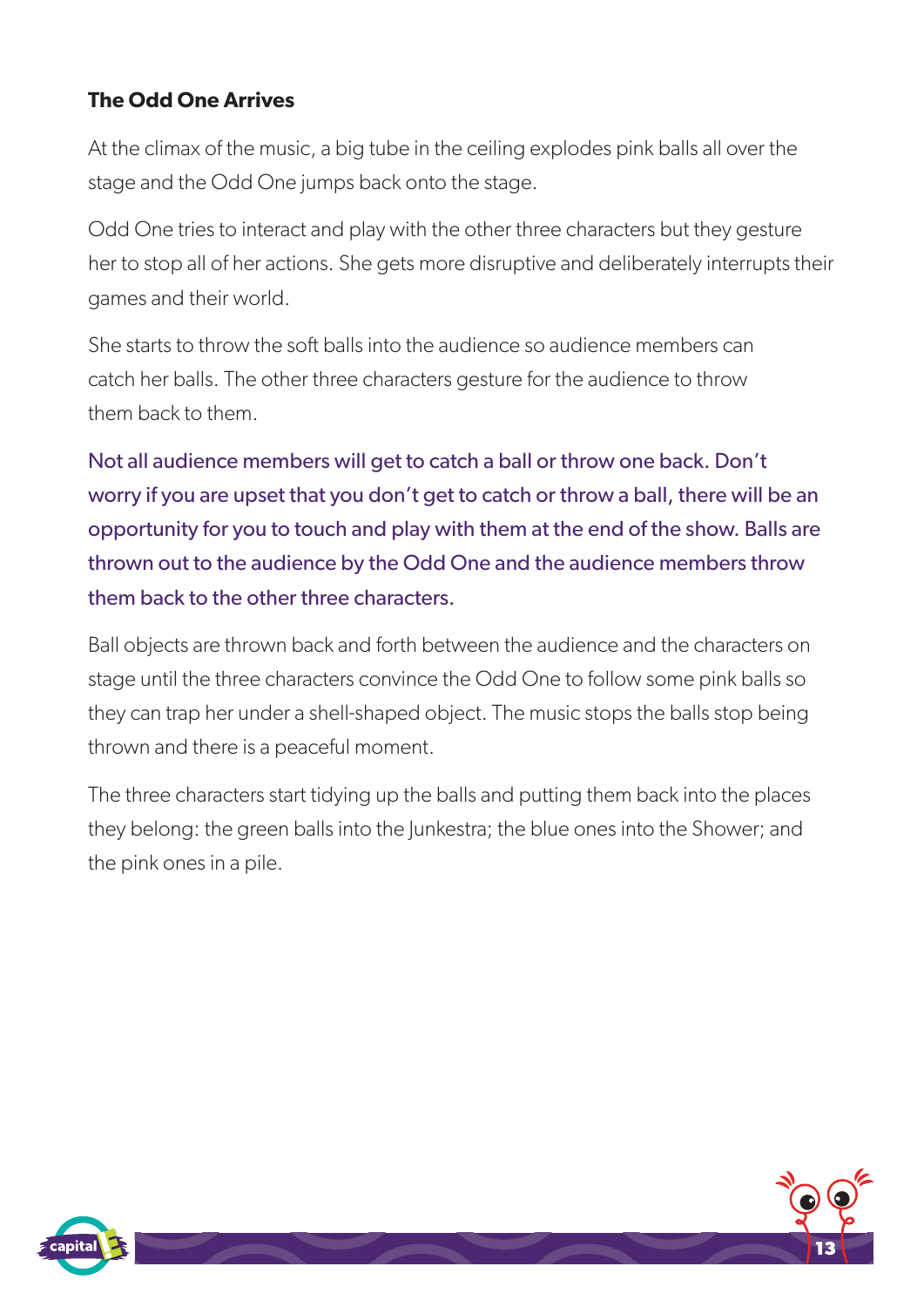### The Odd One Arrives

At the climax of the music, a big tube in the ceiling explodes pink balls all over the stage and the Odd One jumps back onto the stage.

Odd One tries to interact and play with the other three characters but they gesture her to stop all of her actions. She gets more disruptive and deliberately interrupts their games and their world.

She starts to throw the soft balls into the audience so audience members can catch her balls. The other three characters gesture for the audience to throw them back to them.

Not all audience members will get to catch a ball or throw one back. Don't worry if you are upset that you don't get to catch or throw a ball, there will be an opportunity for you to touch and play with them at the end of the show. Balls are thrown out to the audience by the Odd One and the audience members throw them back to the other three characters.

Ball objects are thrown back and forth between the audience and the characters on stage until the three characters convince the Odd One to follow some pink balls so they can trap her under a shell-shaped object. The music stops the balls stop being thrown and there is a peaceful moment.

The three characters start tidying up the balls and putting them back into the places they belong: the green balls into the Junkestra; the blue ones into the Shower; and the pink ones in a pile.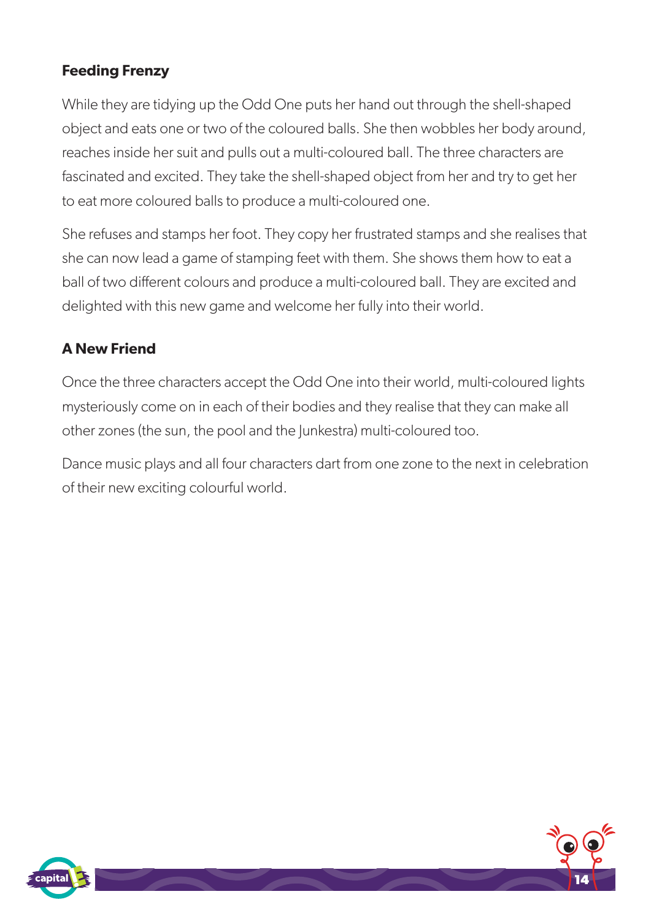### Feeding Frenzy

While they are tidying up the Odd One puts her hand out through the shell-shaped object and eats one or two of the coloured balls. She then wobbles her body around, reaches inside her suit and pulls out a multi-coloured ball. The three characters are fascinated and excited. They take the shell-shaped object from her and try to get her to eat more coloured balls to produce a multi-coloured one.

She refuses and stamps her foot. They copy her frustrated stamps and she realises that she can now lead a game of stamping feet with them. She shows them how to eat a ball of two different colours and produce a multi-coloured ball. They are excited and delighted with this new game and welcome her fully into their world.

### A New Friend

Once the three characters accept the Odd One into their world, multi-coloured lights mysteriously come on in each of their bodies and they realise that they can make all other zones (the sun, the pool and the Junkestra) multi-coloured too.

Dance music plays and all four characters dart from one zone to the next in celebration of their new exciting colourful world.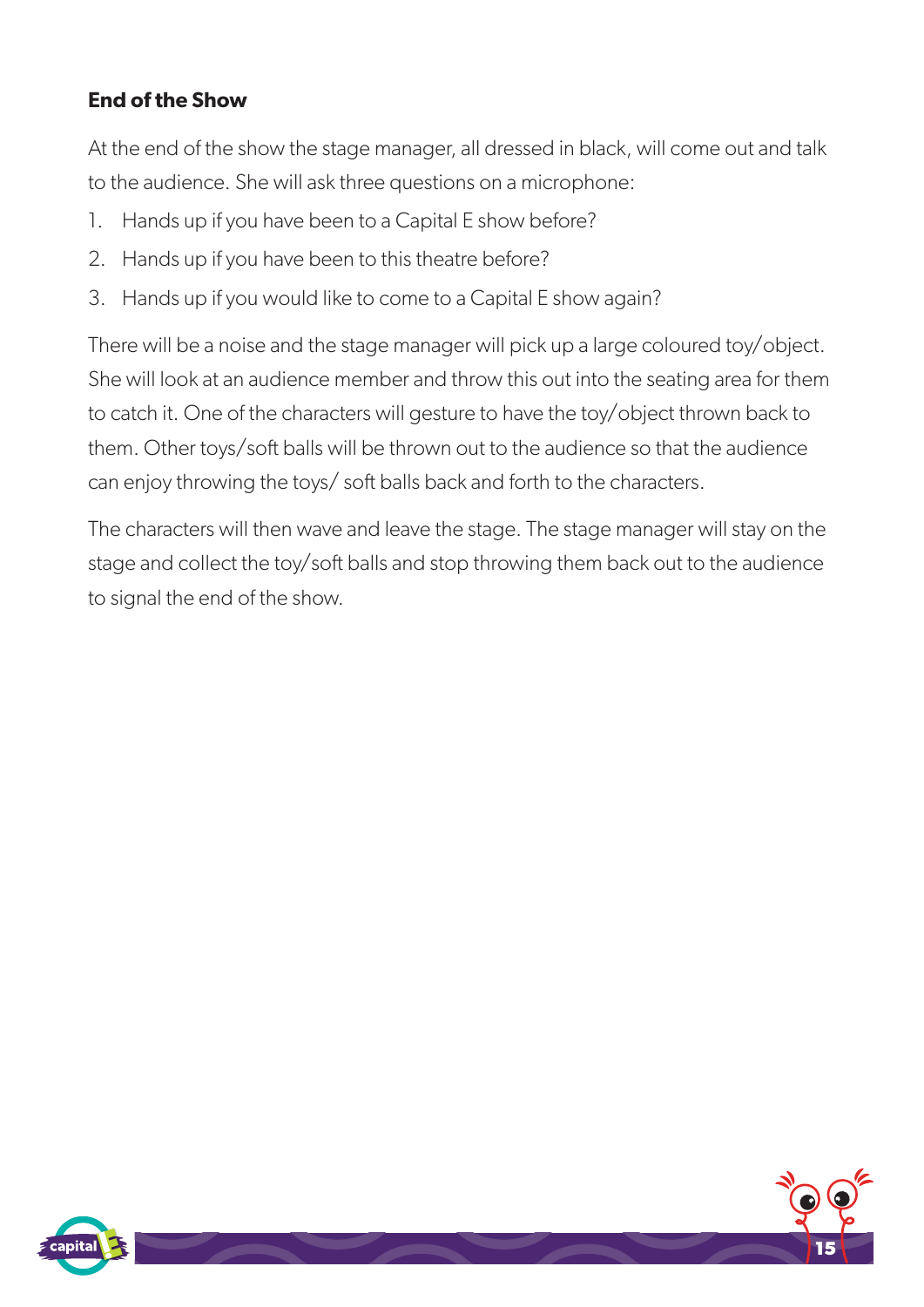**End of the Show**

At the end of the show the stage manager, all dressed in black, will come out and talk to the audience. She will ask three questions on a microphone:

1. Hands up if you have been to a Capital E show before?
2. Hands up if you have been to this theatre before?
3. Hands up if you would like to come to a Capital E show again?

There will be a noise and the stage manager will pick up a large coloured toy/object. She will look at an audience member and throw this out into the seating area for them to catch it. One of the characters will gesture to have the toy/object thrown back to them. Other toys/soft balls will be thrown out to the audience so that the audience can enjoy throwing the toys/ soft balls back and forth to the characters.

The characters will then wave and leave the stage. The stage manager will stay on the stage and collect the toy/soft balls and stop throwing them back out to the audience to signal the end of the show.